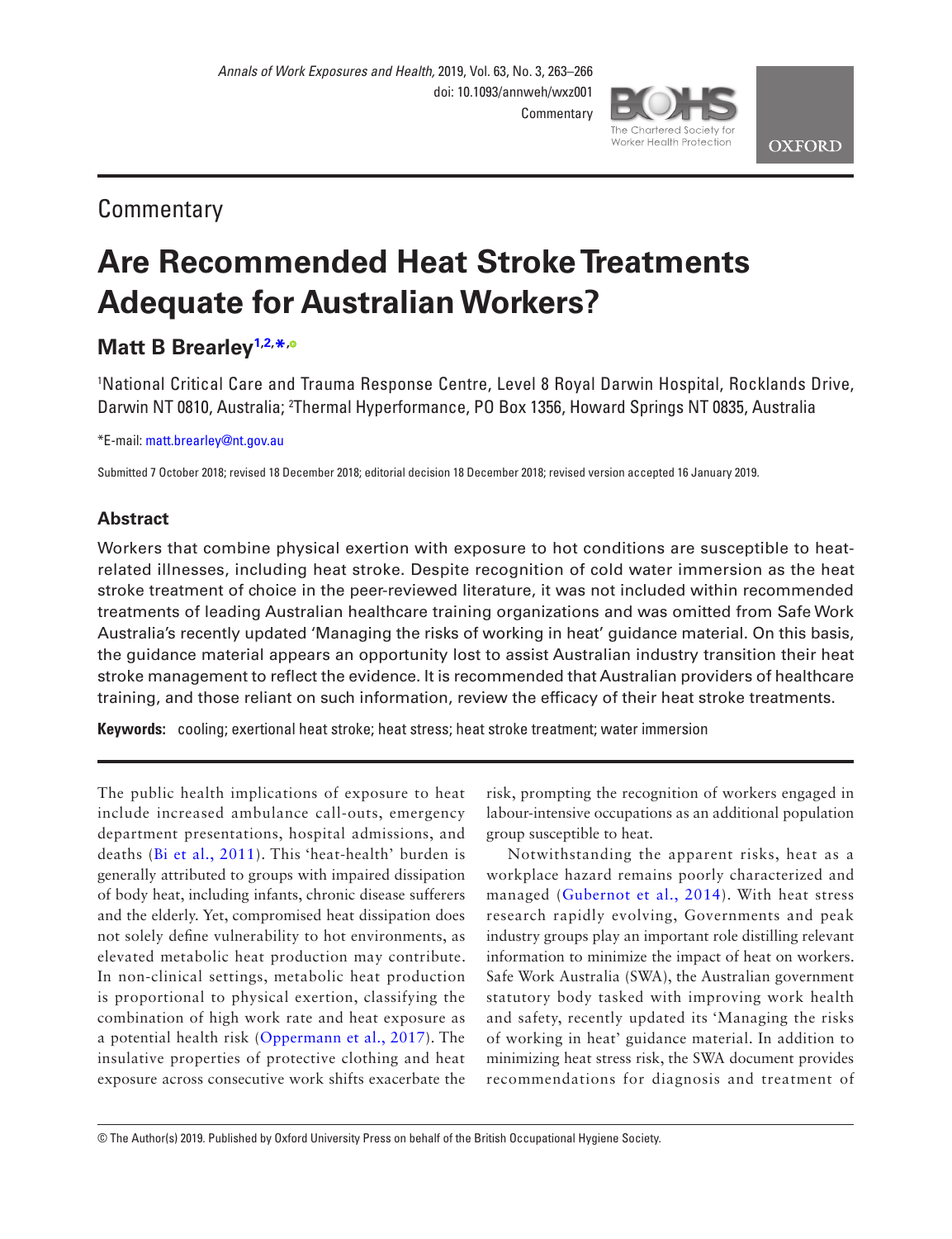Commentary

# Are Recommended Heat Stroke Treatments Adequate for Australian Workers?

**Matt B Brearley**[1,2,*]

[1]National Critical Care and Trauma Response Centre, Level 8 Royal Darwin Hospital, Rocklands Drive, Darwin NT 0810, Australia; [2]Thermal Hyperformance, PO Box 1356, Howard Springs NT 0835, Australia

*E-mail: matt.brearley@nt.gov.au

Submitted 7 October 2018; revised 18 December 2018; editorial decision 18 December 2018; revised version accepted 16 January 2019.

## Abstract

Workers that combine physical exertion with exposure to hot conditions are susceptible to heat-related illnesses, including heat stroke. Despite recognition of cold water immersion as the heat stroke treatment of choice in the peer-reviewed literature, it was not included within recommended treatments of leading Australian healthcare training organizations and was omitted from Safe Work Australia's recently updated 'Managing the risks of working in heat' guidance material. On this basis, the guidance material appears an opportunity lost to assist Australian industry transition their heat stroke management to reflect the evidence. It is recommended that Australian providers of healthcare training, and those reliant on such information, review the efficacy of their heat stroke treatments.

**Keywords:** cooling; exertional heat stroke; heat stress; heat stroke treatment; water immersion

The public health implications of exposure to heat include increased ambulance call-outs, emergency department presentations, hospital admissions, and deaths (Bi et al., 2011). This 'heat-health' burden is generally attributed to groups with impaired dissipation of body heat, including infants, chronic disease sufferers and the elderly. Yet, compromised heat dissipation does not solely define vulnerability to hot environments, as elevated metabolic heat production may contribute. In non-clinical settings, metabolic heat production is proportional to physical exertion, classifying the combination of high work rate and heat exposure as a potential health risk (Oppermann et al., 2017). The insulative properties of protective clothing and heat exposure across consecutive work shifts exacerbate the risk, prompting the recognition of workers engaged in labour-intensive occupations as an additional population group susceptible to heat.

Notwithstanding the apparent risks, heat as a workplace hazard remains poorly characterized and managed (Gubernot et al., 2014). With heat stress research rapidly evolving, Governments and peak industry groups play an important role distilling relevant information to minimize the impact of heat on workers. Safe Work Australia (SWA), the Australian government statutory body tasked with improving work health and safety, recently updated its 'Managing the risks of working in heat' guidance material. In addition to minimizing heat stress risk, the SWA document provides recommendations for diagnosis and treatment of

© The Author(s) 2019. Published by Oxford University Press on behalf of the British Occupational Hygiene Society.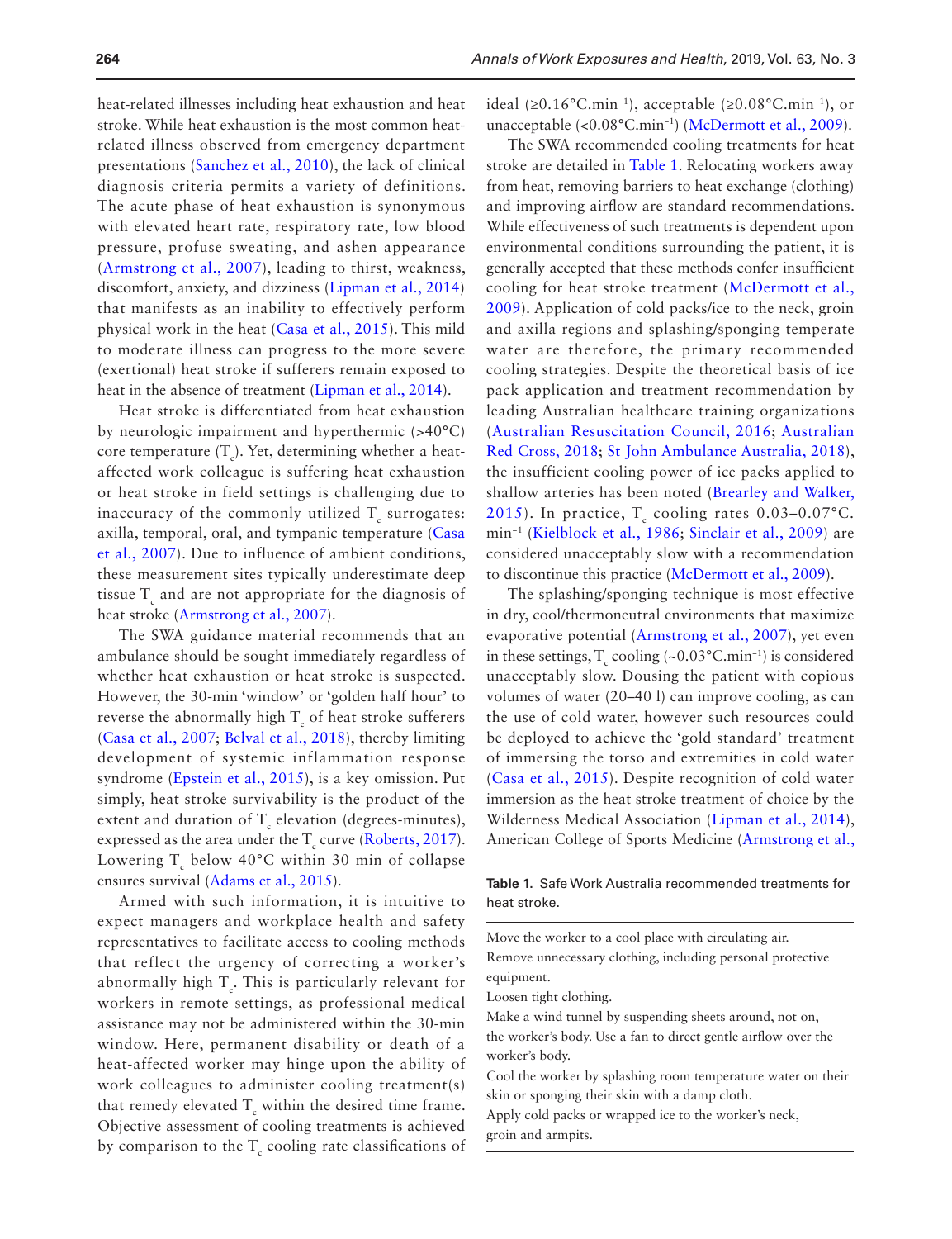heat-related illnesses including heat exhaustion and heat stroke. While heat exhaustion is the most common heat-related illness observed from emergency department presentations (Sanchez et al., 2010), the lack of clinical diagnosis criteria permits a variety of definitions. The acute phase of heat exhaustion is synonymous with elevated heart rate, respiratory rate, low blood pressure, profuse sweating, and ashen appearance (Armstrong et al., 2007), leading to thirst, weakness, discomfort, anxiety, and dizziness (Lipman et al., 2014) that manifests as an inability to effectively perform physical work in the heat (Casa et al., 2015). This mild to moderate illness can progress to the more severe (exertional) heat stroke if sufferers remain exposed to heat in the absence of treatment (Lipman et al., 2014).

Heat stroke is differentiated from heat exhaustion by neurologic impairment and hyperthermic (>40°C) core temperature ($T_c$). Yet, determining whether a heat-affected work colleague is suffering heat exhaustion or heat stroke in field settings is challenging due to inaccuracy of the commonly utilized $T_c$ surrogates: axilla, temporal, oral, and tympanic temperature (Casa et al., 2007). Due to influence of ambient conditions, these measurement sites typically underestimate deep tissue $T_c$ and are not appropriate for the diagnosis of heat stroke (Armstrong et al., 2007).

The SWA guidance material recommends that an ambulance should be sought immediately regardless of whether heat exhaustion or heat stroke is suspected. However, the 30-min 'window' or 'golden half hour' to reverse the abnormally high $T_c$ of heat stroke sufferers (Casa et al., 2007; Belval et al., 2018), thereby limiting development of systemic inflammation response syndrome (Epstein et al., 2015), is a key omission. Put simply, heat stroke survivability is the product of the extent and duration of $T_c$ elevation (degrees-minutes), expressed as the area under the $T_c$ curve (Roberts, 2017). Lowering $T_c$ below 40°C within 30 min of collapse ensures survival (Adams et al., 2015).

Armed with such information, it is intuitive to expect managers and workplace health and safety representatives to facilitate access to cooling methods that reflect the urgency of correcting a worker's abnormally high $T_c$. This is particularly relevant for workers in remote settings, as professional medical assistance may not be administered within the 30-min window. Here, permanent disability or death of a heat-affected worker may hinge upon the ability of work colleagues to administer cooling treatment(s) that remedy elevated $T_c$ within the desired time frame. Objective assessment of cooling treatments is achieved by comparison to the $T_c$ cooling rate classifications of ideal (≥0.16°C.min$^{-1}$), acceptable (≥0.08°C.min$^{-1}$), or unacceptable (<0.08°C.min$^{-1}$) (McDermott et al., 2009).

The SWA recommended cooling treatments for heat stroke are detailed in Table 1. Relocating workers away from heat, removing barriers to heat exchange (clothing) and improving airflow are standard recommendations. While effectiveness of such treatments is dependent upon environmental conditions surrounding the patient, it is generally accepted that these methods confer insufficient cooling for heat stroke treatment (McDermott et al., 2009). Application of cold packs/ice to the neck, groin and axilla regions and splashing/sponging temperate water are therefore, the primary recommended cooling strategies. Despite the theoretical basis of ice pack application and treatment recommendation by leading Australian healthcare training organizations (Australian Resuscitation Council, 2016; Australian Red Cross, 2018; St John Ambulance Australia, 2018), the insufficient cooling power of ice packs applied to shallow arteries has been noted (Brearley and Walker, 2015). In practice, $T_c$ cooling rates 0.03–0.07°C.min$^{-1}$ (Kielblock et al., 1986; Sinclair et al., 2009) are considered unacceptably slow with a recommendation to discontinue this practice (McDermott et al., 2009).

The splashing/sponging technique is most effective in dry, cool/thermoneutral environments that maximize evaporative potential (Armstrong et al., 2007), yet even in these settings, $T_c$ cooling (~0.03°C.min$^{-1}$) is considered unacceptably slow. Dousing the patient with copious volumes of water (20–40 l) can improve cooling, as can the use of cold water, however such resources could be deployed to achieve the 'gold standard' treatment of immersing the torso and extremities in cold water (Casa et al., 2015). Despite recognition of cold water immersion as the heat stroke treatment of choice by the Wilderness Medical Association (Lipman et al., 2014), American College of Sports Medicine (Armstrong et al.,

**Table 1.** Safe Work Australia recommended treatments for heat stroke.

| |
|---|
| Move the worker to a cool place with circulating air. |
| Remove unnecessary clothing, including personal protective equipment. |
| Loosen tight clothing. |
| Make a wind tunnel by suspending sheets around, not on, the worker's body. Use a fan to direct gentle airflow over the worker's body. |
| Cool the worker by splashing room temperature water on their skin or sponging their skin with a damp cloth. |
| Apply cold packs or wrapped ice to the worker's neck, groin and armpits. |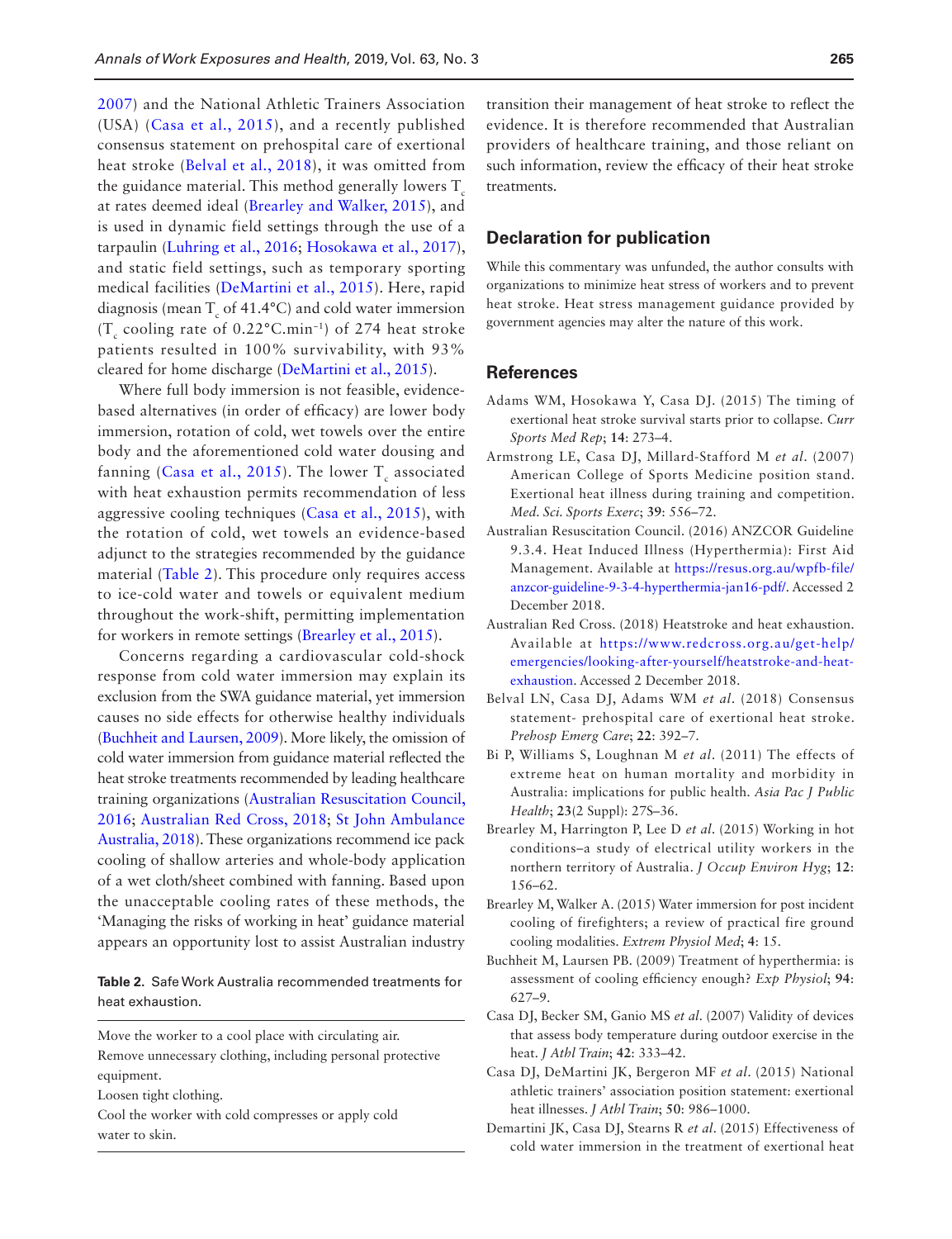2007) and the National Athletic Trainers Association (USA) (Casa et al., 2015), and a recently published consensus statement on prehospital care of exertional heat stroke (Belval et al., 2018), it was omitted from the guidance material. This method generally lowers $T_c$ at rates deemed ideal (Brearley and Walker, 2015), and is used in dynamic field settings through the use of a tarpaulin (Luhring et al., 2016; Hosokawa et al., 2017), and static field settings, such as temporary sporting medical facilities (DeMartini et al., 2015). Here, rapid diagnosis (mean $T_c$ of 41.4°C) and cold water immersion ($T_c$ cooling rate of 0.22°C.min$^{-1}$) of 274 heat stroke patients resulted in 100% survivability, with 93% cleared for home discharge (DeMartini et al., 2015).

Where full body immersion is not feasible, evidence-based alternatives (in order of efficacy) are lower body immersion, rotation of cold, wet towels over the entire body and the aforementioned cold water dousing and fanning (Casa et al., 2015). The lower $T_c$ associated with heat exhaustion permits recommendation of less aggressive cooling techniques (Casa et al., 2015), with the rotation of cold, wet towels an evidence-based adjunct to the strategies recommended by the guidance material (Table 2). This procedure only requires access to ice-cold water and towels or equivalent medium throughout the work-shift, permitting implementation for workers in remote settings (Brearley et al., 2015).

Concerns regarding a cardiovascular cold-shock response from cold water immersion may explain its exclusion from the SWA guidance material, yet immersion causes no side effects for otherwise healthy individuals (Buchheit and Laursen, 2009). More likely, the omission of cold water immersion from guidance material reflected the heat stroke treatments recommended by leading healthcare training organizations (Australian Resuscitation Council, 2016; Australian Red Cross, 2018; St John Ambulance Australia, 2018). These organizations recommend ice pack cooling of shallow arteries and whole-body application of a wet cloth/sheet combined with fanning. Based upon the unacceptable cooling rates of these methods, the 'Managing the risks of working in heat' guidance material appears an opportunity lost to assist Australian industry transition their management of heat stroke to reflect the evidence. It is therefore recommended that Australian providers of healthcare training, and those reliant on such information, review the efficacy of their heat stroke treatments.

**Table 2.** Safe Work Australia recommended treatments for heat exhaustion.

| |
|---|
| Move the worker to a cool place with circulating air. |
| Remove unnecessary clothing, including personal protective equipment. |
| Loosen tight clothing. |
| Cool the worker with cold compresses or apply cold water to skin. |

## Declaration for publication

While this commentary was unfunded, the author consults with organizations to minimize heat stress of workers and to prevent heat stroke. Heat stress management guidance provided by government agencies may alter the nature of this work.

## References

Adams WM, Hosokawa Y, Casa DJ. (2015) The timing of exertional heat stroke survival starts prior to collapse. *Curr Sports Med Rep*; **14**: 273–4.

Armstrong LE, Casa DJ, Millard-Stafford M *et al*. (2007) American College of Sports Medicine position stand. Exertional heat illness during training and competition. *Med. Sci. Sports Exerc*; **39**: 556–72.

Australian Resuscitation Council. (2016) ANZCOR Guideline 9.3.4. Heat Induced Illness (Hyperthermia): First Aid Management. Available at https://resus.org.au/wpfb-file/anzcor-guideline-9-3-4-hyperthermia-jan16-pdf/. Accessed 2 December 2018.

Australian Red Cross. (2018) Heatstroke and heat exhaustion. Available at https://www.redcross.org.au/get-help/emergencies/looking-after-yourself/heatstroke-and-heat-exhaustion. Accessed 2 December 2018.

Belval LN, Casa DJ, Adams WM *et al*. (2018) Consensus statement- prehospital care of exertional heat stroke. *Prehosp Emerg Care*; **22**: 392–7.

Bi P, Williams S, Loughnan M *et al*. (2011) The effects of extreme heat on human mortality and morbidity in Australia: implications for public health. *Asia Pac J Public Health*; **23**(2 Suppl): 27S–36.

Brearley M, Harrington P, Lee D *et al*. (2015) Working in hot conditions–a study of electrical utility workers in the northern territory of Australia. *J Occup Environ Hyg*; **12**: 156–62.

Brearley M, Walker A. (2015) Water immersion for post incident cooling of firefighters; a review of practical fire ground cooling modalities. *Extrem Physiol Med*; **4**: 15.

Buchheit M, Laursen PB. (2009) Treatment of hyperthermia: is assessment of cooling efficiency enough? *Exp Physiol*; **94**: 627–9.

Casa DJ, Becker SM, Ganio MS *et al*. (2007) Validity of devices that assess body temperature during outdoor exercise in the heat. *J Athl Train*; **42**: 333–42.

Casa DJ, DeMartini JK, Bergeron MF *et al*. (2015) National athletic trainers' association position statement: exertional heat illnesses. *J Athl Train*; **50**: 986–1000.

Demartini JK, Casa DJ, Stearns R *et al*. (2015) Effectiveness of cold water immersion in the treatment of exertional heat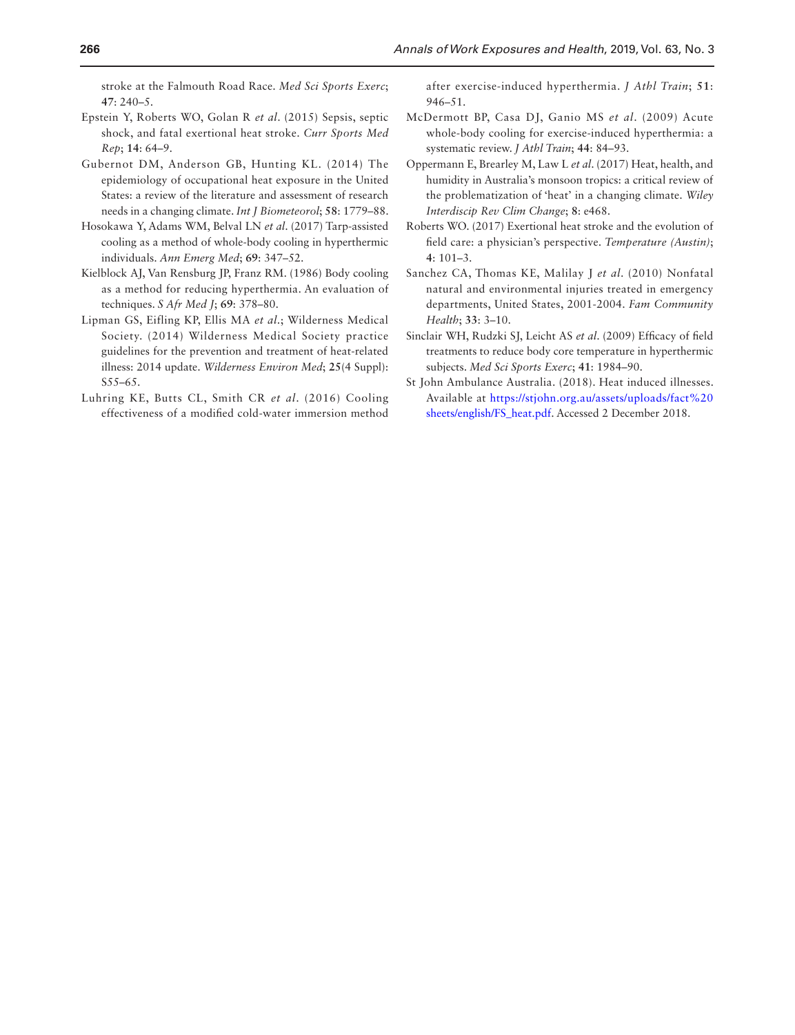stroke at the Falmouth Road Race. *Med Sci Sports Exerc*; **47**: 240–5.

Epstein Y, Roberts WO, Golan R *et al*. (2015) Sepsis, septic shock, and fatal exertional heat stroke. *Curr Sports Med Rep*; **14**: 64–9.

Gubernot DM, Anderson GB, Hunting KL. (2014) The epidemiology of occupational heat exposure in the United States: a review of the literature and assessment of research needs in a changing climate. *Int J Biometeorol*; **58**: 1779–88.

Hosokawa Y, Adams WM, Belval LN *et al*. (2017) Tarp-assisted cooling as a method of whole-body cooling in hyperthermic individuals. *Ann Emerg Med*; **69**: 347–52.

Kielblock AJ, Van Rensburg JP, Franz RM. (1986) Body cooling as a method for reducing hyperthermia. An evaluation of techniques. *S Afr Med J*; **69**: 378–80.

Lipman GS, Eifling KP, Ellis MA *et al*.; Wilderness Medical Society. (2014) Wilderness Medical Society practice guidelines for the prevention and treatment of heat-related illness: 2014 update. *Wilderness Environ Med*; **25**(4 Suppl): S55–65.

Luhring KE, Butts CL, Smith CR *et al*. (2016) Cooling effectiveness of a modified cold-water immersion method after exercise-induced hyperthermia. *J Athl Train*; **51**: 946–51.

McDermott BP, Casa DJ, Ganio MS *et al*. (2009) Acute whole-body cooling for exercise-induced hyperthermia: a systematic review. *J Athl Train*; **44**: 84–93.

Oppermann E, Brearley M, Law L *et al*. (2017) Heat, health, and humidity in Australia's monsoon tropics: a critical review of the problematization of 'heat' in a changing climate. *Wiley Interdiscip Rev Clim Change*; **8**: e468.

Roberts WO. (2017) Exertional heat stroke and the evolution of field care: a physician's perspective. *Temperature (Austin)*; **4**: 101–3.

Sanchez CA, Thomas KE, Malilay J *et al*. (2010) Nonfatal natural and environmental injuries treated in emergency departments, United States, 2001-2004. *Fam Community Health*; **33**: 3–10.

Sinclair WH, Rudzki SJ, Leicht AS *et al*. (2009) Efficacy of field treatments to reduce body core temperature in hyperthermic subjects. *Med Sci Sports Exerc*; **41**: 1984–90.

St John Ambulance Australia. (2018). Heat induced illnesses. Available at https://stjohn.org.au/assets/uploads/fact%20sheets/english/FS_heat.pdf. Accessed 2 December 2018.